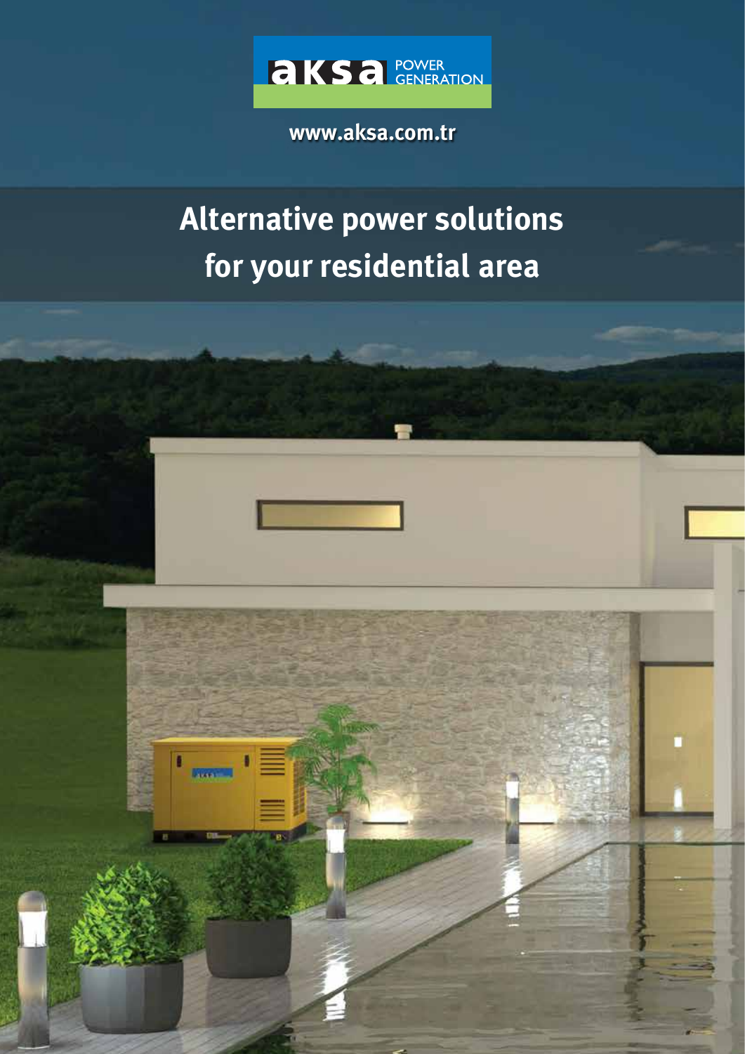aksa POWER GENERATION

www.aksa.com.tr

# Alternative power solutions for your residential area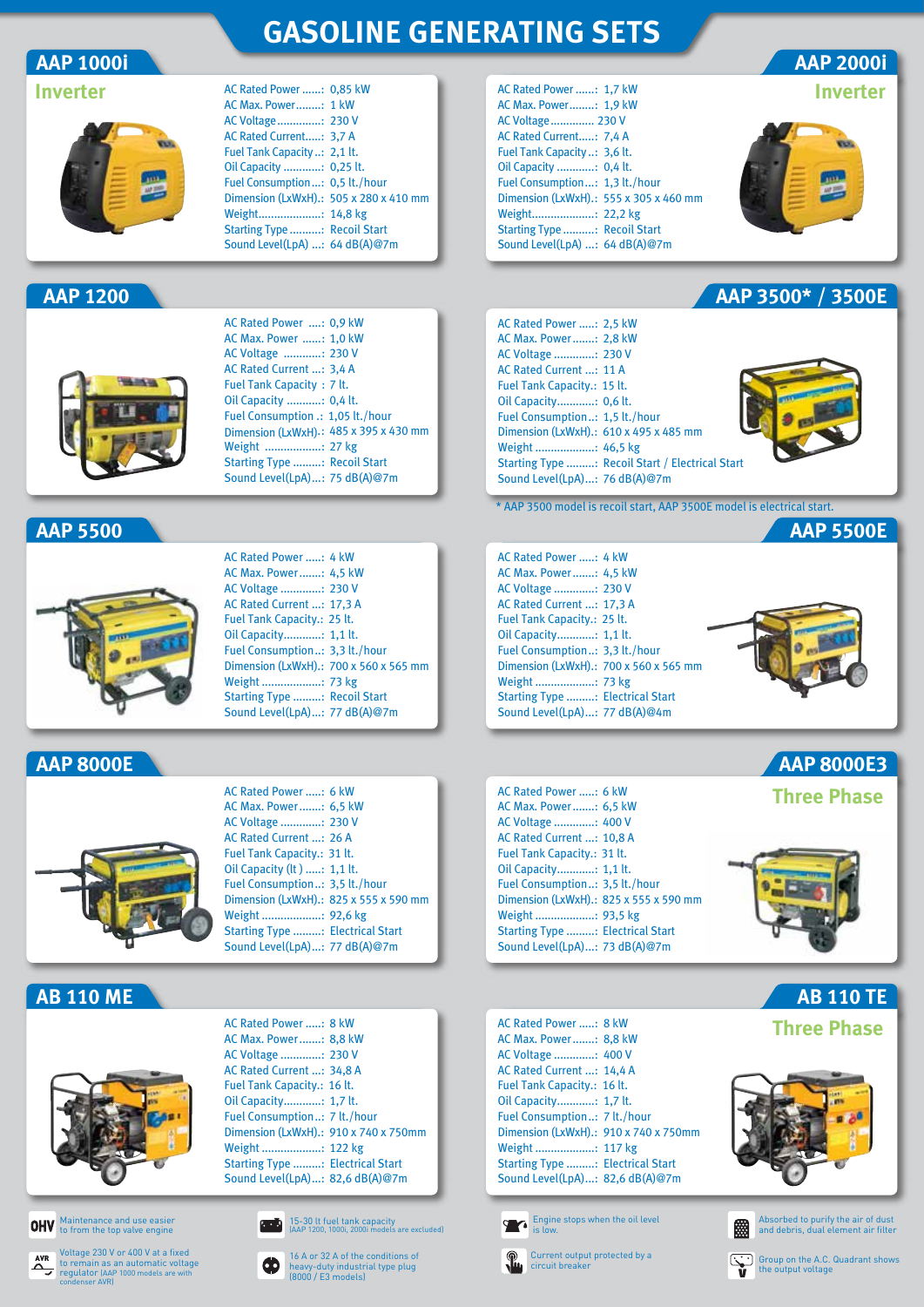# GASOLINE GENERATING SETS

## AAP 1000i

**Inverter**

- AC Rated Power ......: 0,85 kW
- AC Max. Power........: 1 kW
- AC Voltage..............: 230 V
- AC Rated Current.....: 3,7 A
- Fuel Tank Capacity ..: 2,1 lt.
- Oil Capacity ............: 0,25 lt.
- Fuel Consumption ...: 0,5 lt./hour
- Dimension (LxWxH).: 505 x 280 x 410 mm
- Weight.....................: 14,8 kg
- Starting Type ..........: Recoil Start
- Sound Level(LpA) ....: 64 dB(A)@7m

## AAP 2000i

**Inverter**

- AC Rated Power ......: 1,7 kW
- AC Max. Power.........: 1,9 kW
- AC Voltage............. 230 V
- AC Rated Current.....: 7,4 A
- Fuel Tank Capacity ..: 3,6 lt.
- Oil Capacity ............: 0,4 lt.
- Fuel Consumption ...: 1,3 lt./hour
- Dimension (LxWxH).: 555 x 305 x 460 mm
- Weight.....................: 22,2 kg
- Starting Type ..........: Recoil Start
- Sound Level(LpA) ....: 64 dB(A)@7m

## AAP 1200

- AC Rated Power .....: 0,9 kW
- AC Max. Power .......: 1,0 kW
- AC Voltage ............: 230 V
- AC Rated Current ...: 3,4 A
- Fuel Tank Capacity : 7 lt.
- Oil Capacity ...........: 0,4 lt.
- Fuel Consumption .: 1,05 lt./hour
- Dimension (LxWxH).: 485 x 395 x 430 mm
- Weight ....................: 27 kg
- Starting Type .........: Recoil Start
- Sound Level(LpA)....: 75 dB(A)@7m

## AAP 3500* / 3500E

- AC Rated Power ......: 2,5 kW
- AC Max. Power........: 2,8 kW
- AC Voltage .............: 230 V
- AC Rated Current ....: 11 A
- Fuel Tank Capacity.: 15 lt.
- Oil Capacity............: 0,6 lt.
- Fuel Consumption..: 1,5 lt./hour
- Dimension (LxWxH).: 610 x 495 x 485 mm
- Weight ...................: 46,5 kg
- Starting Type .........: Recoil Start / Electrical Start
- Sound Level(LpA)....: 76 dB(A)@7m

\* AAP 3500 model is recoil start, AAP 3500E model is electrical start.

## AAP 5500

- AC Rated Power .....: 4 kW
- AC Max. Power........: 4,5 kW
- AC Voltage .............: 230 V
- AC Rated Current ...: 17,3 A
- Fuel Tank Capacity.: 25 lt.
- Oil Capacity............: 1,1 lt.
- Fuel Consumption..: 3,3 lt./hour
- Dimension (LxWxH).: 700 x 560 x 565 mm
- Weight ...................: 73 kg
- Starting Type .........: Recoil Start
- Sound Level(LpA)....: 77 dB(A)@7m

## AAP 5500E

- AC Rated Power .....: 4 kW
- AC Max. Power........: 4,5 kW
- AC Voltage .............: 230 V
- AC Rated Current ...: 17,3 A
- Fuel Tank Capacity.: 25 lt.
- Oil Capacity............: 1,1 lt.
- Fuel Consumption..: 3,3 lt./hour
- Dimension (LxWxH).: 700 x 560 x 565 mm
- Weight ...................: 73 kg
- Starting Type .........: Electrical Start
- Sound Level(LpA)....: 77 dB(A)@4m

## AAP 8000E

- AC Rated Power ......: 6 kW
- AC Max. Power........: 6,5 kW
- AC Voltage .............: 230 V
- AC Rated Current ...: 26 A
- Fuel Tank Capacity.: 31 lt.
- Oil Capacity (lt ) ......: 1,1 lt.
- Fuel Consumption..: 3,5 lt./hour
- Dimension (LxWxH).: 825 x 555 x 590 mm
- Weight ...................: 92,6 kg
- Starting Type .........: Electrical Start
- Sound Level(LpA)....: 77 dB(A)@7m

## AAP 8000E3

**Three Phase**

- AC Rated Power .....: 6 kW
- AC Max. Power........: 6,5 kW
- AC Voltage .............: 400 V
- AC Rated Current ....: 10,8 A
- Fuel Tank Capacity.: 31 lt.
- Oil Capacity............: 1,1 lt.
- Fuel Consumption..: 3,5 lt./hour
- Dimension (LxWxH).: 825 x 555 x 590 mm
- Weight ...................: 93,5 kg
- Starting Type .........: Electrical Start
- Sound Level(LpA)....: 73 dB(A)@7m

## AB 110 ME

- AC Rated Power .....: 8 kW
- AC Max. Power........: 8,8 kW
- AC Voltage .............: 230 V
- AC Rated Current ...: 34,8 A
- Fuel Tank Capacity.: 16 lt.
- Oil Capacity............: 1,7 lt.
- Fuel Consumption..: 7 lt./hour
- Dimension (LxWxH).: 910 x 740 x 750mm
- Weight ...................: 122 kg
- Starting Type .........: Electrical Start
- Sound Level(LpA)....: 82,6 dB(A)@7m

## AB 110 TE

**Three Phase**

- AC Rated Power .....: 8 kW
- AC Max. Power........: 8,8 kW
- AC Voltage .............: 400 V
- AC Rated Current ...: 14,4 A
- Fuel Tank Capacity.: 16 lt.
- Oil Capacity............: 1,7 lt.
- Fuel Consumption..: 7 lt./hour
- Dimension (LxWxH).: 910 x 740 x 750mm
- Weight ...................: 117 kg
- Starting Type .........: Electrical Start
- Sound Level(LpA)....: 82,6 dB(A)@7m

---

- **OHV** – Maintenance and use easier to from the top valve engine
- 15-30 lt fuel tank capacity (AAP 1200, 1000i, 2000i models are excluded)
- Engine stops when the oil level is low.
- Absorbed to purify the air of dust and debris, dual element air filter
- **AVR** – Voltage 230 V or 400 V at a fixed to remain as an automatic voltage regulator (AAP 1000 models are with condenser AVR)
- 16 A or 32 A of the conditions of heavy-duty industrial type plug (8000 / E3 models)
- Current output protected by a circuit breaker
- Group on the A.C. Quadrant shows the output voltage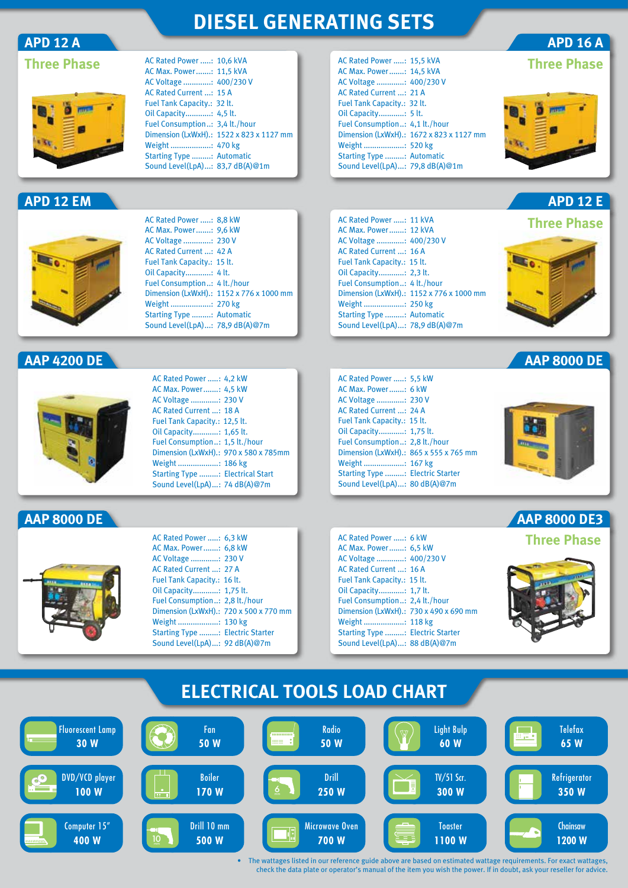# DIESEL GENERATING SETS

## APD 12 A

**Three Phase**

- AC Rated Power .....: 10,6 kVA
- AC Max. Power.......: 11,5 kVA
- AC Voltage .............: 400/230 V
- AC Rated Current ...: 15 A
- Fuel Tank Capacity.: 32 lt.
- Oil Capacity............: 4,5 lt.
- Fuel Consumption..: 3,4 lt./hour
- Dimension (LxWxH).: 1522 x 823 x 1127 mm
- Weight ...................: 470 kg
- Starting Type .........: Automatic
- Sound Level(LpA)...: 83,7 dB(A)@1m

## APD 16 A

**Three Phase**

- AC Rated Power .....: 15,5 kVA
- AC Max. Power.......: 14,5 kVA
- AC Voltage .............: 400/230 V
- AC Rated Current ...: 21 A
- Fuel Tank Capacity.: 32 lt.
- Oil Capacity............: 5 lt.
- Fuel Consumption..: 4,1 lt./hour
- Dimension (LxWxH).: 1672 x 823 x 1127 mm
- Weight ...................: 520 kg
- Starting Type .........: Automatic
- Sound Level(LpA)...: 79,8 dB(A)@1m

## APD 12 EM

- AC Rated Power .....: 8,8 kW
- AC Max. Power.......: 9,6 kW
- AC Voltage .............: 230 V
- AC Rated Current ...: 42 A
- Fuel Tank Capacity.: 15 lt.
- Oil Capacity............: 4 lt.
- Fuel Consumption..: 4 lt./hour
- Dimension (LxWxH).: 1152 x 776 x 1000 mm
- Weight ...................: 270 kg
- Starting Type .........: Automatic
- Sound Level(LpA)...: 78,9 dB(A)@7m

## APD 12 E

**Three Phase**

- AC Rated Power .....: 11 kVA
- AC Max. Power.......: 12 kVA
- AC Voltage .............: 400/230 V
- AC Rated Current ...: 16 A
- Fuel Tank Capacity.: 15 lt.
- Oil Capacity............: 2,3 lt.
- Fuel Consumption..: 4 lt./hour
- Dimension (LxWxH).: 1152 x 776 x 1000 mm
- Weight ...................: 250 kg
- Starting Type .........: Automatic
- Sound Level(LpA)...: 78,9 dB(A)@7m

## AAP 4200 DE

- AC Rated Power .....: 4,2 kW
- AC Max. Power.......: 4,5 kW
- AC Voltage .............: 230 V
- AC Rated Current ...: 18 A
- Fuel Tank Capacity.: 12,5 lt.
- Oil Capacity............: 1,65 lt.
- Fuel Consumption..: 1,5 lt./hour
- Dimension (LxWxH).: 970 x 580 x 785mm
- Weight ...................: 186 kg
- Starting Type .........: Electrical Start
- Sound Level(LpA)...: 74 dB(A)@7m

## AAP 8000 DE

- AC Rated Power .....: 5,5 kW
- AC Max. Power.......: 6 kW
- AC Voltage .............: 230 V
- AC Rated Current ...: 24 A
- Fuel Tank Capacity.: 15 lt.
- Oil Capacity............: 1,75 lt.
- Fuel Consumption..: 2,8 lt./hour
- Dimension (LxWxH).: 865 x 555 x 765 mm
- Weight ...................: 167 kg
- Starting Type .........: Electric Starter
- Sound Level(LpA)...: 80 dB(A)@7m

## AAP 8000 DE

- AC Rated Power .....: 6,3 kW
- AC Max. Power.......: 6,8 kW
- AC Voltage .............: 230 V
- AC Rated Current ...: 27 A
- Fuel Tank Capacity.: 16 lt.
- Oil Capacity............: 1,75 lt.
- Fuel Consumption..: 2,8 lt./hour
- Dimension (LxWxH).: 720 x 500 x 770 mm
- Weight ...................: 130 kg
- Starting Type .........: Electric Starter
- Sound Level(LpA)...: 92 dB(A)@7m

## AAP 8000 DE3

**Three Phase**

- AC Rated Power .....: 6 kW
- AC Max. Power.......: 6,5 kW
- AC Voltage .............: 400/230 V
- AC Rated Current ...: 16 A
- Fuel Tank Capacity.: 15 lt.
- Oil Capacity............: 1,7 lt.
- Fuel Consumption..: 2,4 lt./hour
- Dimension (LxWxH).: 730 x 490 x 690 mm
- Weight ...................: 118 kg
- Starting Type .........: Electric Starter
- Sound Level(LpA)...: 88 dB(A)@7m

# ELECTRICAL TOOLS LOAD CHART

| Tool | Wattage |
|---|---|
| Fluorescent Lamp | 30 W |
| Fan | 50 W |
| Radio | 50 W |
| Light Bulp | 60 W |
| Telefax | 65 W |
| DVD/VCD player | 100 W |
| Boiler | 170 W |
| Drill | 250 W |
| TV/51 Scr. | 300 W |
| Refrigerator | 350 W |
| Computer 15" | 400 W |
| Drill 10 mm | 500 W |
| Microwave Oven | 700 W |
| Toaster | 1100 W |
| Chainsaw | 1200 W |

- The wattages listed in our reference guide above are based on estimated wattage requirements. For exact wattages, check the data plate or operator's manual of the item you wish the power. If in doubt, ask your reseller for advice.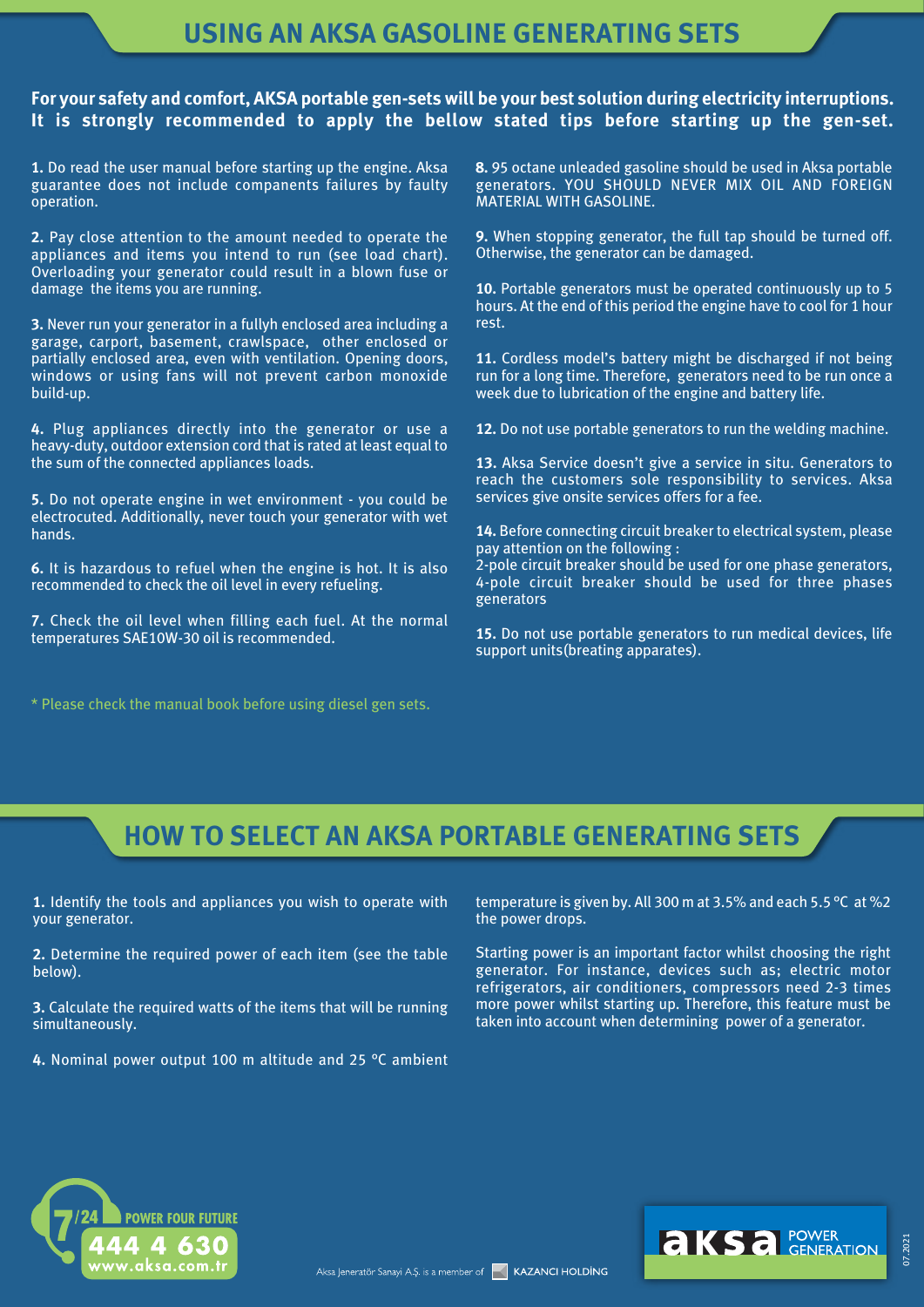# USING AN AKSA GASOLINE GENERATING SETS

**For your safety and comfort, AKSA portable gen-sets will be your best solution during electricity interruptions. It is strongly recommended to apply the bellow stated tips before starting up the gen-set.**

**1.** Do read the user manual before starting up the engine. Aksa guarantee does not include companents failures by faulty operation.

**2.** Pay close attention to the amount needed to operate the appliances and items you intend to run (see load chart). Overloading your generator could result in a blown fuse or damage the items you are running.

**3.** Never run your generator in a fullyh enclosed area including a garage, carport, basement, crawlspace, other enclosed or partially enclosed area, even with ventilation. Opening doors, windows or using fans will not prevent carbon monoxide build-up.

**4.** Plug appliances directly into the generator or use a heavy-duty, outdoor extension cord that is rated at least equal to the sum of the connected appliances loads.

**5.** Do not operate engine in wet environment - you could be electrocuted. Additionally, never touch your generator with wet hands.

**6.** It is hazardous to refuel when the engine is hot. It is also recommended to check the oil level in every refueling.

**7.** Check the oil level when filling each fuel. At the normal temperatures SAE10W-30 oil is recommended.

**8.** 95 octane unleaded gasoline should be used in Aksa portable generators. YOU SHOULD NEVER MIX OIL AND FOREIGN MATERIAL WITH GASOLINE.

**9.** When stopping generator, the full tap should be turned off. Otherwise, the generator can be damaged.

**10.** Portable generators must be operated continuously up to 5 hours. At the end of this period the engine have to cool for 1 hour rest.

**11.** Cordless model's battery might be discharged if not being run for a long time. Therefore, generators need to be run once a week due to lubrication of the engine and battery life.

**12.** Do not use portable generators to run the welding machine.

**13.** Aksa Service doesn't give a service in situ. Generators to reach the customers sole responsibility to services. Aksa services give onsite services offers for a fee.

**14.** Before connecting circuit breaker to electrical system, please pay attention on the following :
2-pole circuit breaker should be used for one phase generators, 4-pole circuit breaker should be used for three phases generators

**15.** Do not use portable generators to run medical devices, life support units(breating apparates).

\* Please check the manual book before using diesel gen sets.

# HOW TO SELECT AN AKSA PORTABLE GENERATING SETS

**1.** Identify the tools and appliances you wish to operate with your generator.

**2.** Determine the required power of each item (see the table below).

**3.** Calculate the required watts of the items that will be running simultaneously.

**4.** Nominal power output 100 m altitude and 25 °C ambient temperature is given by. All 300 m at 3.5% and each 5.5 °C at %2 the power drops.

Starting power is an important factor whilst choosing the right generator. For instance, devices such as; electric motor refrigerators, air conditioners, compressors need 2-3 times more power whilst starting up. Therefore, this feature must be taken into account when determining power of a generator.

7/24 POWER FOUR FUTURE
444 4 630
www.aksa.com.tr

Aksa Jeneratör Sanayi A.Ş. is a member of KAZANCI HOLDİNG

aksa POWER GENERATION

07.2021